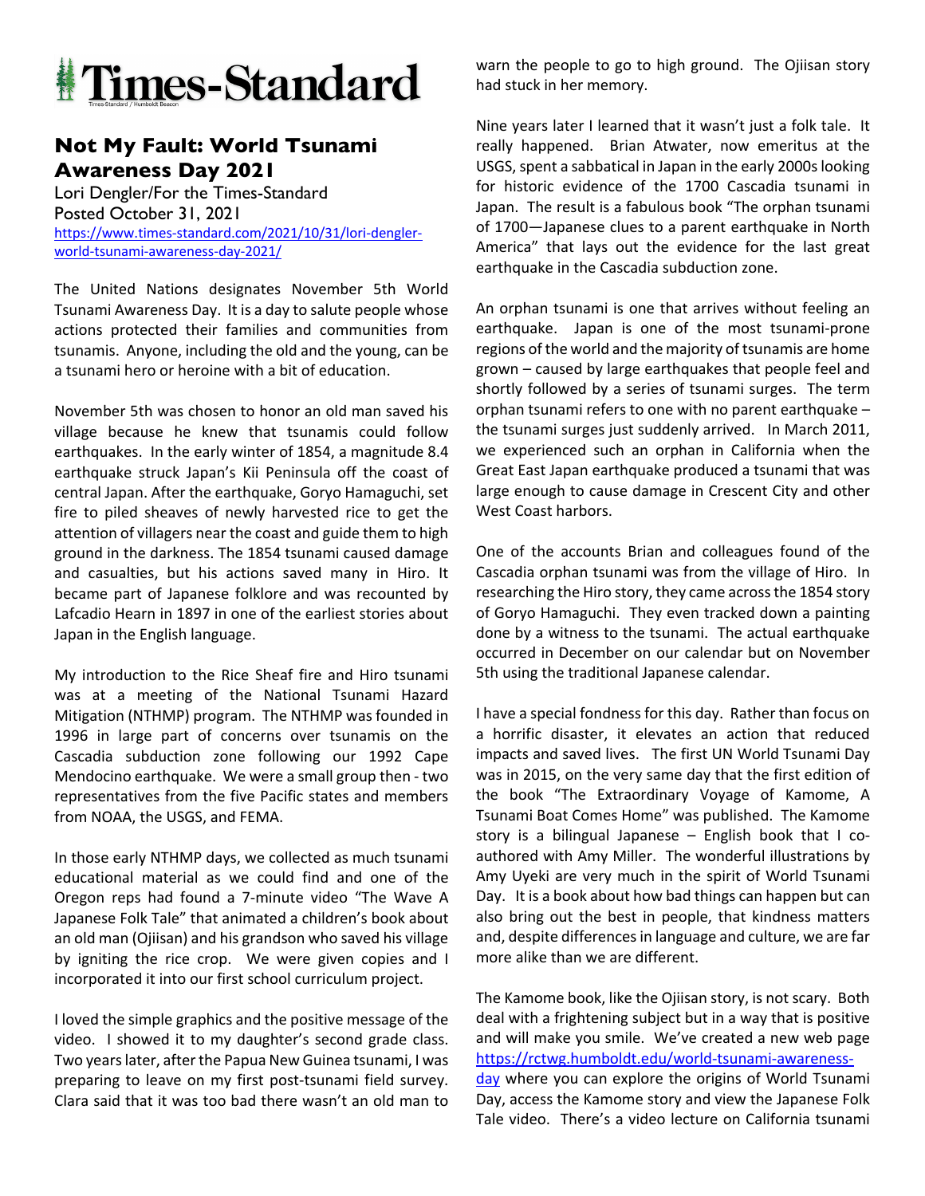# Times-Standard

## Not My Fault: World Tsunami Awareness Day 2021

Lori Dengler/For the Times-Standard
Posted October 31, 2021
https://www.times-standard.com/2021/10/31/lori-dengler-world-tsunami-awareness-day-2021/

The United Nations designates November 5th World Tsunami Awareness Day. It is a day to salute people whose actions protected their families and communities from tsunamis. Anyone, including the old and the young, can be a tsunami hero or heroine with a bit of education.

November 5th was chosen to honor an old man saved his village because he knew that tsunamis could follow earthquakes. In the early winter of 1854, a magnitude 8.4 earthquake struck Japan's Kii Peninsula off the coast of central Japan. After the earthquake, Goryo Hamaguchi, set fire to piled sheaves of newly harvested rice to get the attention of villagers near the coast and guide them to high ground in the darkness. The 1854 tsunami caused damage and casualties, but his actions saved many in Hiro. It became part of Japanese folklore and was recounted by Lafcadio Hearn in 1897 in one of the earliest stories about Japan in the English language.

My introduction to the Rice Sheaf fire and Hiro tsunami was at a meeting of the National Tsunami Hazard Mitigation (NTHMP) program. The NTHMP was founded in 1996 in large part of concerns over tsunamis on the Cascadia subduction zone following our 1992 Cape Mendocino earthquake. We were a small group then - two representatives from the five Pacific states and members from NOAA, the USGS, and FEMA.

In those early NTHMP days, we collected as much tsunami educational material as we could find and one of the Oregon reps had found a 7-minute video "The Wave A Japanese Folk Tale" that animated a children's book about an old man (Ojiisan) and his grandson who saved his village by igniting the rice crop. We were given copies and I incorporated it into our first school curriculum project.

I loved the simple graphics and the positive message of the video. I showed it to my daughter's second grade class. Two years later, after the Papua New Guinea tsunami, I was preparing to leave on my first post-tsunami field survey. Clara said that it was too bad there wasn't an old man to warn the people to go to high ground. The Ojiisan story had stuck in her memory.

Nine years later I learned that it wasn't just a folk tale. It really happened. Brian Atwater, now emeritus at the USGS, spent a sabbatical in Japan in the early 2000s looking for historic evidence of the 1700 Cascadia tsunami in Japan. The result is a fabulous book "The orphan tsunami of 1700—Japanese clues to a parent earthquake in North America" that lays out the evidence for the last great earthquake in the Cascadia subduction zone.

An orphan tsunami is one that arrives without feeling an earthquake. Japan is one of the most tsunami-prone regions of the world and the majority of tsunamis are home grown – caused by large earthquakes that people feel and shortly followed by a series of tsunami surges. The term orphan tsunami refers to one with no parent earthquake – the tsunami surges just suddenly arrived. In March 2011, we experienced such an orphan in California when the Great East Japan earthquake produced a tsunami that was large enough to cause damage in Crescent City and other West Coast harbors.

One of the accounts Brian and colleagues found of the Cascadia orphan tsunami was from the village of Hiro. In researching the Hiro story, they came across the 1854 story of Goryo Hamaguchi. They even tracked down a painting done by a witness to the tsunami. The actual earthquake occurred in December on our calendar but on November 5th using the traditional Japanese calendar.

I have a special fondness for this day. Rather than focus on a horrific disaster, it elevates an action that reduced impacts and saved lives. The first UN World Tsunami Day was in 2015, on the very same day that the first edition of the book "The Extraordinary Voyage of Kamome, A Tsunami Boat Comes Home" was published. The Kamome story is a bilingual Japanese – English book that I co-authored with Amy Miller. The wonderful illustrations by Amy Uyeki are very much in the spirit of World Tsunami Day. It is a book about how bad things can happen but can also bring out the best in people, that kindness matters and, despite differences in language and culture, we are far more alike than we are different.

The Kamome book, like the Ojiisan story, is not scary. Both deal with a frightening subject but in a way that is positive and will make you smile. We've created a new web page https://rctwg.humboldt.edu/world-tsunami-awareness-day where you can explore the origins of World Tsunami Day, access the Kamome story and view the Japanese Folk Tale video. There's a video lecture on California tsunami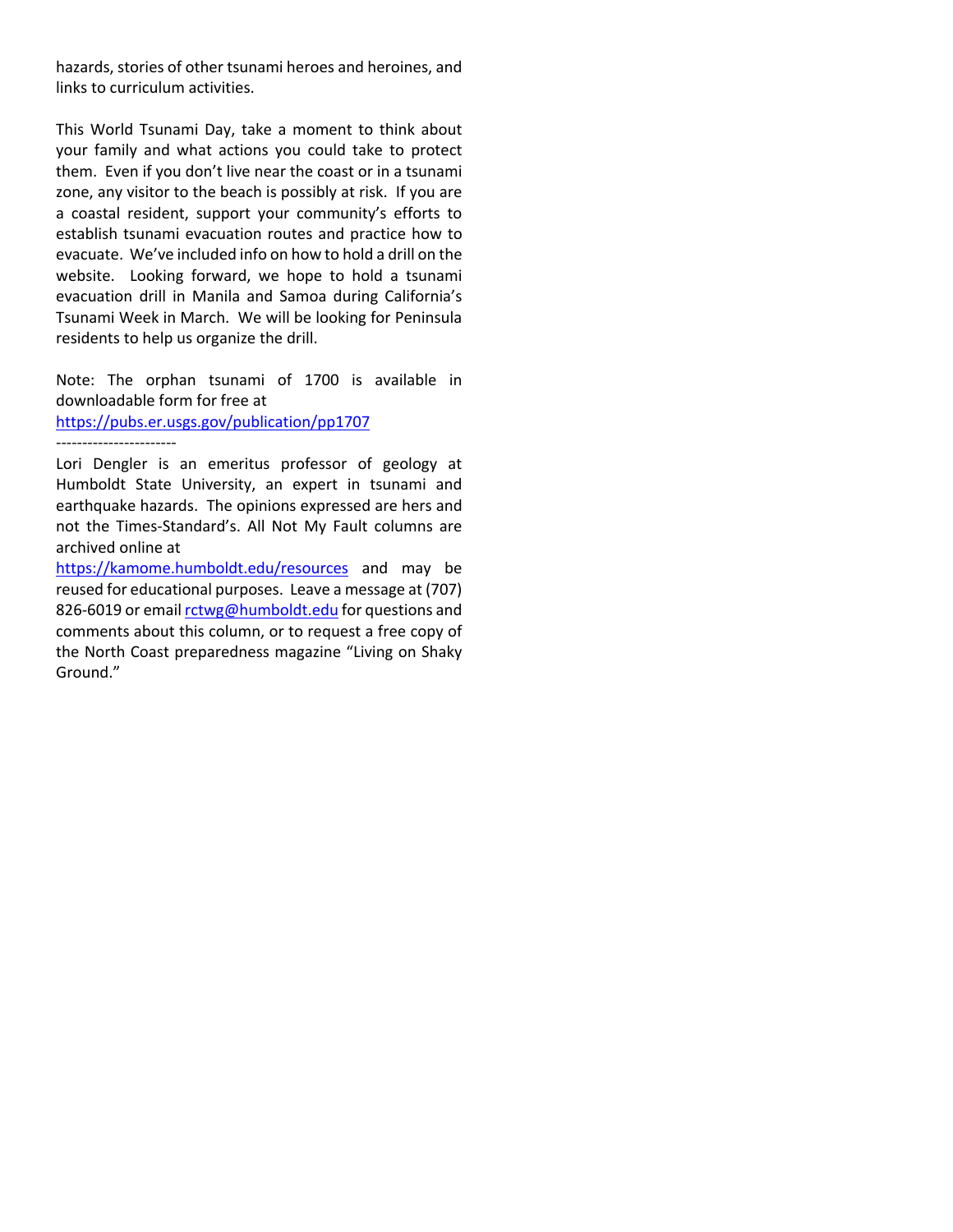hazards, stories of other tsunami heroes and heroines, and links to curriculum activities.

This World Tsunami Day, take a moment to think about your family and what actions you could take to protect them. Even if you don't live near the coast or in a tsunami zone, any visitor to the beach is possibly at risk. If you are a coastal resident, support your community's efforts to establish tsunami evacuation routes and practice how to evacuate. We've included info on how to hold a drill on the website. Looking forward, we hope to hold a tsunami evacuation drill in Manila and Samoa during California's Tsunami Week in March. We will be looking for Peninsula residents to help us organize the drill.

Note: The orphan tsunami of 1700 is available in downloadable form for free at
https://pubs.er.usgs.gov/publication/pp1707

----------------------

Lori Dengler is an emeritus professor of geology at Humboldt State University, an expert in tsunami and earthquake hazards. The opinions expressed are hers and not the Times-Standard's. All Not My Fault columns are archived online at
https://kamome.humboldt.edu/resources and may be reused for educational purposes. Leave a message at (707) 826-6019 or email rctwg@humboldt.edu for questions and comments about this column, or to request a free copy of the North Coast preparedness magazine "Living on Shaky Ground."